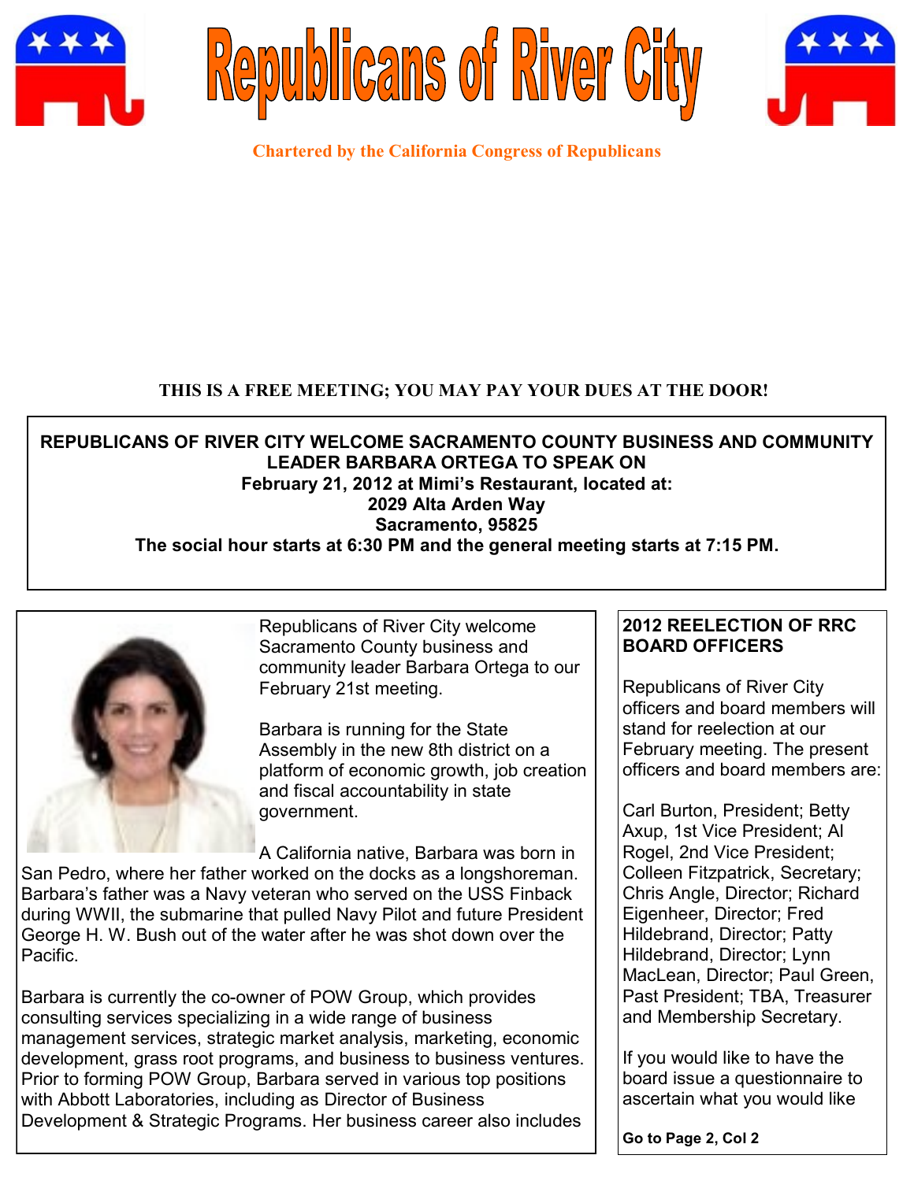# Republicans of River City

**Chartered by the California Congress of Republicans**

**THIS IS A FREE MEETING; YOU MAY PAY YOUR DUES AT THE DOOR!**

**REPUBLICANS OF RIVER CITY WELCOME SACRAMENTO COUNTY BUSINESS AND COMMUNITY LEADER BARBARA ORTEGA TO SPEAK ON**
**February 21, 2012 at Mimi's Restaurant, located at:**
**2029 Alta Arden Way**
**Sacramento, 95825**
**The social hour starts at 6:30 PM and the general meeting starts at 7:15 PM.**

Republicans of River City welcome Sacramento County business and community leader Barbara Ortega to our February 21st meeting.

Barbara is running for the State Assembly in the new 8th district on a platform of economic growth, job creation and fiscal accountability in state government.

A California native, Barbara was born in San Pedro, where her father worked on the docks as a longshoreman. Barbara's father was a Navy veteran who served on the USS Finback during WWII, the submarine that pulled Navy Pilot and future President George H. W. Bush out of the water after he was shot down over the Pacific.

Barbara is currently the co-owner of POW Group, which provides consulting services specializing in a wide range of business management services, strategic market analysis, marketing, economic development, grass root programs, and business to business ventures. Prior to forming POW Group, Barbara served in various top positions with Abbott Laboratories, including as Director of Business Development & Strategic Programs. Her business career also includes

## 2012 REELECTION OF RRC BOARD OFFICERS

Republicans of River City officers and board members will stand for reelection at our February meeting. The present officers and board members are:

Carl Burton, President; Betty Axup, 1st Vice President; Al Rogel, 2nd Vice President; Colleen Fitzpatrick, Secretary; Chris Angle, Director; Richard Eigenheer, Director; Fred Hildebrand, Director; Patty Hildebrand, Director; Lynn MacLean, Director; Paul Green, Past President; TBA, Treasurer and Membership Secretary.

If you would like to have the board issue a questionnaire to ascertain what you would like

**Go to Page 2, Col 2**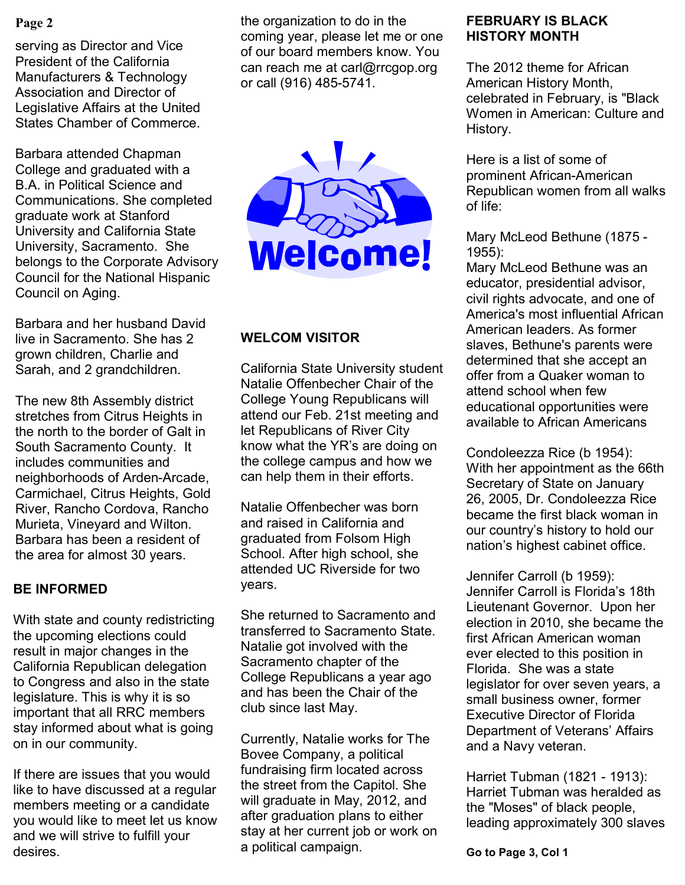serving as Director and Vice President of the California Manufacturers & Technology Association and Director of Legislative Affairs at the United States Chamber of Commerce.

Barbara attended Chapman College and graduated with a B.A. in Political Science and Communications. She completed graduate work at Stanford University and California State University, Sacramento. She belongs to the Corporate Advisory Council for the National Hispanic Council on Aging.

Barbara and her husband David live in Sacramento. She has 2 grown children, Charlie and Sarah, and 2 grandchildren.

The new 8th Assembly district stretches from Citrus Heights in the north to the border of Galt in South Sacramento County. It includes communities and neighborhoods of Arden-Arcade, Carmichael, Citrus Heights, Gold River, Rancho Cordova, Rancho Murieta, Vineyard and Wilton. Barbara has been a resident of the area for almost 30 years.

## BE INFORMED

With state and county redistricting the upcoming elections could result in major changes in the California Republican delegation to Congress and also in the state legislature. This is why it is so important that all RRC members stay informed about what is going on in our community.

If there are issues that you would like to have discussed at a regular members meeting or a candidate you would like to meet let us know and we will strive to fulfill your desires.

the organization to do in the coming year, please let me or one of our board members know. You can reach me at carl@rrcgop.org or call (916) 485-5741.

Welcome!

## WELCOM VISITOR

California State University student Natalie Offenbecher Chair of the College Young Republicans will attend our Feb. 21st meeting and let Republicans of River City know what the YR's are doing on the college campus and how we can help them in their efforts.

Natalie Offenbecher was born and raised in California and graduated from Folsom High School. After high school, she attended UC Riverside for two years.

She returned to Sacramento and transferred to Sacramento State. Natalie got involved with the Sacramento chapter of the College Republicans a year ago and has been the Chair of the club since last May.

Currently, Natalie works for The Bovee Company, a political fundraising firm located across the street from the Capitol. She will graduate in May, 2012, and after graduation plans to either stay at her current job or work on a political campaign.

## FEBRUARY IS BLACK HISTORY MONTH

The 2012 theme for African American History Month, celebrated in February, is "Black Women in American: Culture and History.

Here is a list of some of prominent African-American Republican women from all walks of life:

Mary McLeod Bethune (1875 - 1955):
Mary McLeod Bethune was an educator, presidential advisor, civil rights advocate, and one of America's most influential African American leaders. As former slaves, Bethune's parents were determined that she accept an offer from a Quaker woman to attend school when few educational opportunities were available to African Americans

Condoleezza Rice (b 1954):
With her appointment as the 66th Secretary of State on January 26, 2005, Dr. Condoleezza Rice became the first black woman in our country's history to hold our nation's highest cabinet office.

Jennifer Carroll (b 1959):
Jennifer Carroll is Florida's 18th Lieutenant Governor. Upon her election in 2010, she became the first African American woman ever elected to this position in Florida. She was a state legislator for over seven years, a small business owner, former Executive Director of Florida Department of Veterans' Affairs and a Navy veteran.

Harriet Tubman (1821 - 1913):
Harriet Tubman was heralded as the "Moses" of black people, leading approximately 300 slaves

**Go to Page 3, Col 1**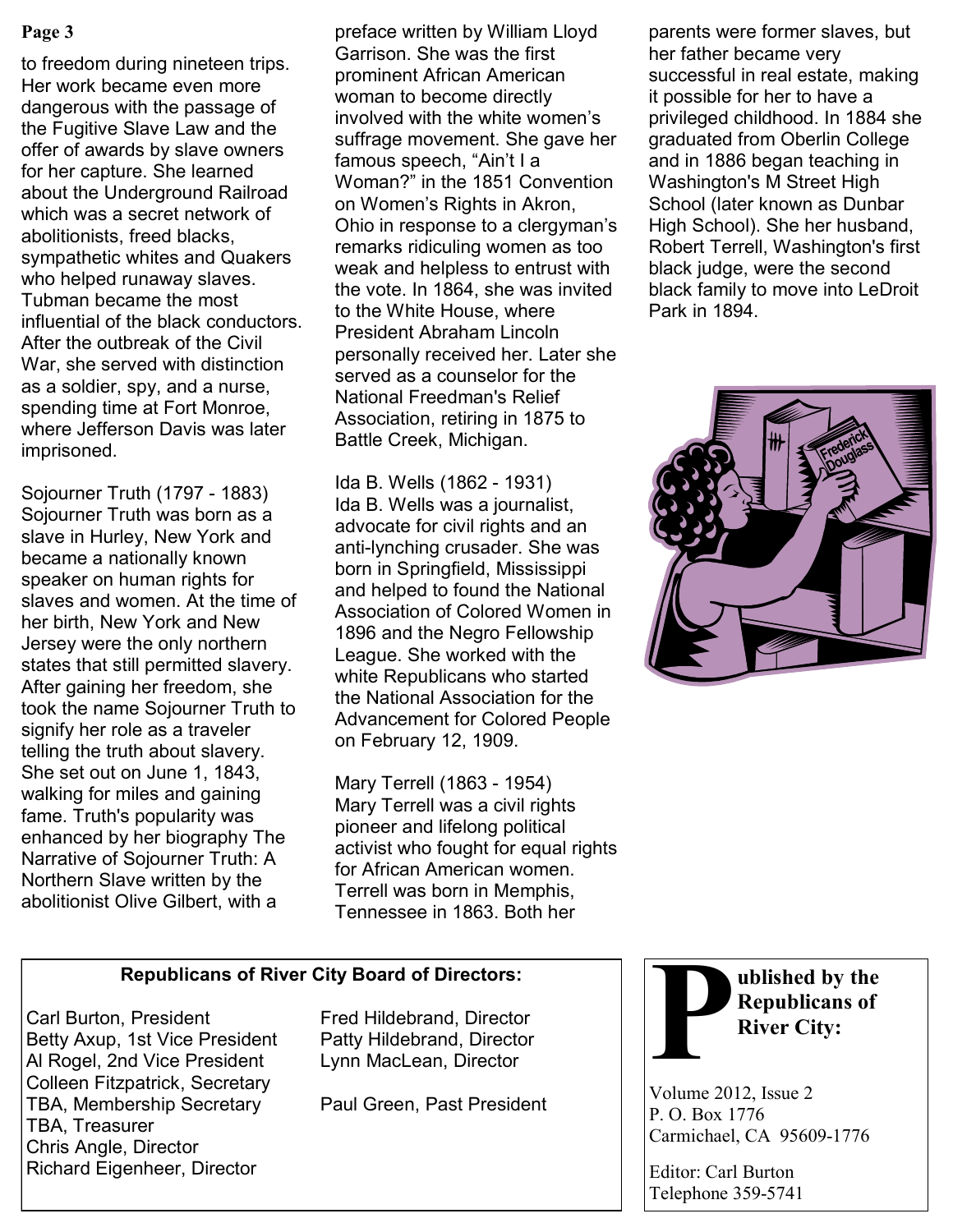to freedom during nineteen trips. Her work became even more dangerous with the passage of the Fugitive Slave Law and the offer of awards by slave owners for her capture. She learned about the Underground Railroad which was a secret network of abolitionists, freed blacks, sympathetic whites and Quakers who helped runaway slaves. Tubman became the most influential of the black conductors. After the outbreak of the Civil War, she served with distinction as a soldier, spy, and a nurse, spending time at Fort Monroe, where Jefferson Davis was later imprisoned.

Sojourner Truth (1797 - 1883)
Sojourner Truth was born as a slave in Hurley, New York and became a nationally known speaker on human rights for slaves and women. At the time of her birth, New York and New Jersey were the only northern states that still permitted slavery. After gaining her freedom, she took the name Sojourner Truth to signify her role as a traveler telling the truth about slavery. She set out on June 1, 1843, walking for miles and gaining fame. Truth's popularity was enhanced by her biography The Narrative of Sojourner Truth: A Northern Slave written by the abolitionist Olive Gilbert, with a preface written by William Lloyd Garrison. She was the first prominent African American woman to become directly involved with the white women's suffrage movement. She gave her famous speech, "Ain't I a Woman?" in the 1851 Convention on Women's Rights in Akron, Ohio in response to a clergyman's remarks ridiculing women as too weak and helpless to entrust with the vote. In 1864, she was invited to the White House, where President Abraham Lincoln personally received her. Later she served as a counselor for the National Freedman's Relief Association, retiring in 1875 to Battle Creek, Michigan.

Ida B. Wells (1862 - 1931)
Ida B. Wells was a journalist, advocate for civil rights and an anti-lynching crusader. She was born in Springfield, Mississippi and helped to found the National Association of Colored Women in 1896 and the Negro Fellowship League. She worked with the white Republicans who started the National Association for the Advancement for Colored People on February 12, 1909.

Mary Terrell (1863 - 1954)
Mary Terrell was a civil rights pioneer and lifelong political activist who fought for equal rights for African American women. Terrell was born in Memphis, Tennessee in 1863. Both her parents were former slaves, but her father became very successful in real estate, making it possible for her to have a privileged childhood. In 1884 she graduated from Oberlin College and in 1886 began teaching in Washington's M Street High School (later known as Dunbar High School). She her husband, Robert Terrell, Washington's first black judge, were the second black family to move into LeDroit Park in 1894.

**Republicans of River City Board of Directors:**

Carl Burton, President
Betty Axup, 1st Vice President
Al Rogel, 2nd Vice President
Colleen Fitzpatrick, Secretary
TBA, Membership Secretary
TBA, Treasurer
Chris Angle, Director
Richard Eigenheer, Director
Fred Hildebrand, Director
Patty Hildebrand, Director
Lynn MacLean, Director

Paul Green, Past President

**Published by the Republicans of River City:**

Volume 2012, Issue 2
P. O. Box 1776
Carmichael, CA 95609-1776

Editor: Carl Burton
Telephone 359-5741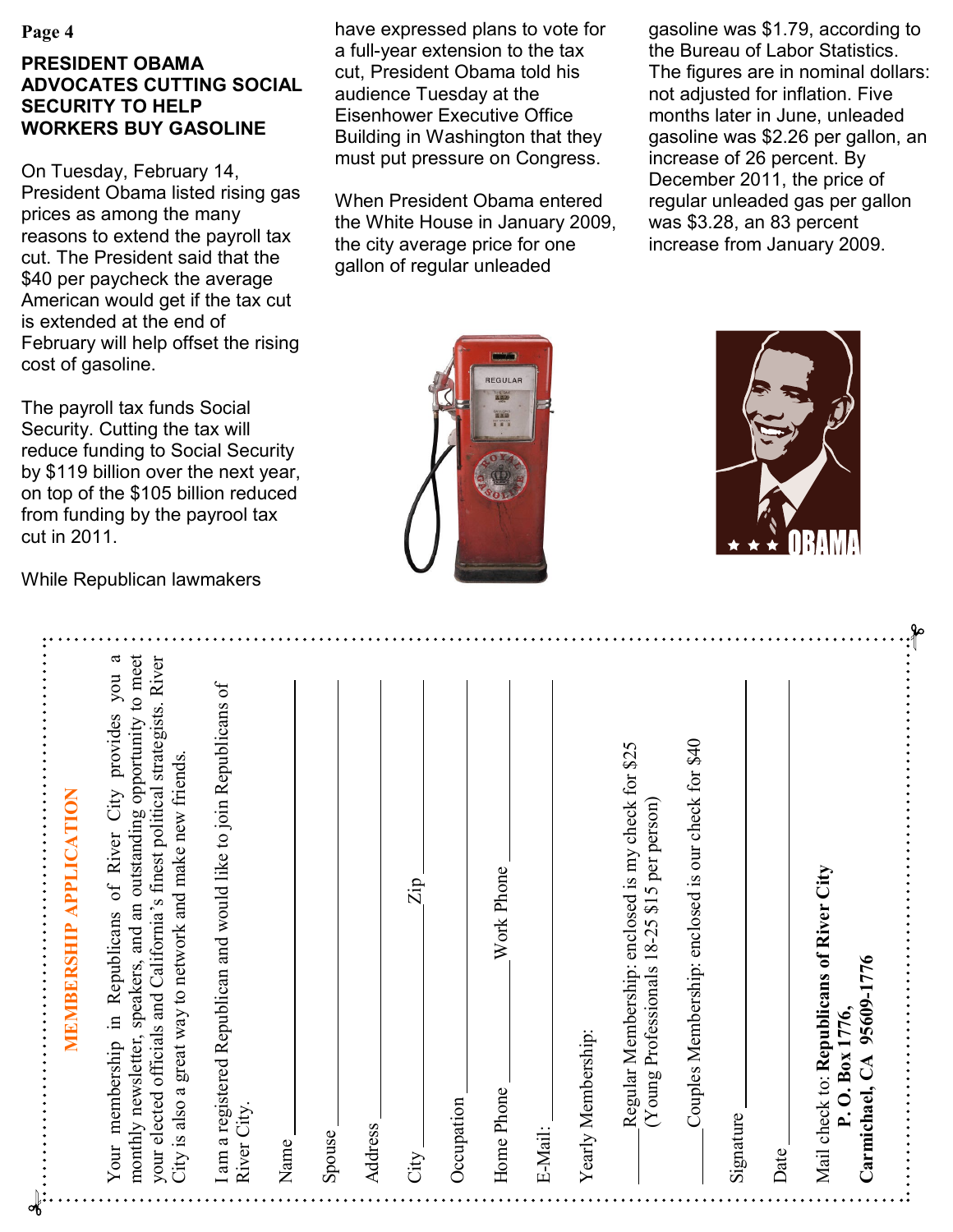## PRESIDENT OBAMA ADVOCATES CUTTING SOCIAL SECURITY TO HELP WORKERS BUY GASOLINE

On Tuesday, February 14, President Obama listed rising gas prices as among the many reasons to extend the payroll tax cut. The President said that the $40 per paycheck the average American would get if the tax cut is extended at the end of February will help offset the rising cost of gasoline.

The payroll tax funds Social Security. Cutting the tax will reduce funding to Social Security by $119 billion over the next year, on top of the $105 billion reduced from funding by the payrool tax cut in 2011.

While Republican lawmakers have expressed plans to vote for a full-year extension to the tax cut, President Obama told his audience Tuesday at the Eisenhower Executive Office Building in Washington that they must put pressure on Congress.

When President Obama entered the White House in January 2009, the city average price for one gallon of regular unleaded gasoline was $1.79, according to the Bureau of Labor Statistics. The figures are in nominal dollars: not adjusted for inflation. Five months later in June, unleaded gasoline was $2.26 per gallon, an increase of 26 percent. By December 2011, the price of regular unleaded gas per gallon was $3.28, an 83 percent increase from January 2009.

## MEMBERSHIP APPLICATION

Your membership in Republicans of River City provides you a monthly newsletter, speakers, and an outstanding opportunity to meet your elected officials and California's finest political strategists. River City is also a great way to network and make new friends.

I am a registered Republican and would like to join Republicans of River City.

Name ______________________________

Spouse ______________________________

Address ______________________________

City ______________ Zip ______________

Occupation ______________________________

Home Phone ______________ Work Phone ______________

E-Mail: ______________________________

Yearly Membership:

____ Regular Membership: enclosed is my check for $25 (Young Professionals 18-25 $15 per person)

____ Couples Membership: enclosed is our check for $40

Signature ______________________________

Date ______________________________

Mail check to: **Republicans of River City**
**P. O. Box 1776,**
**Carmichael, CA 95609-1776**